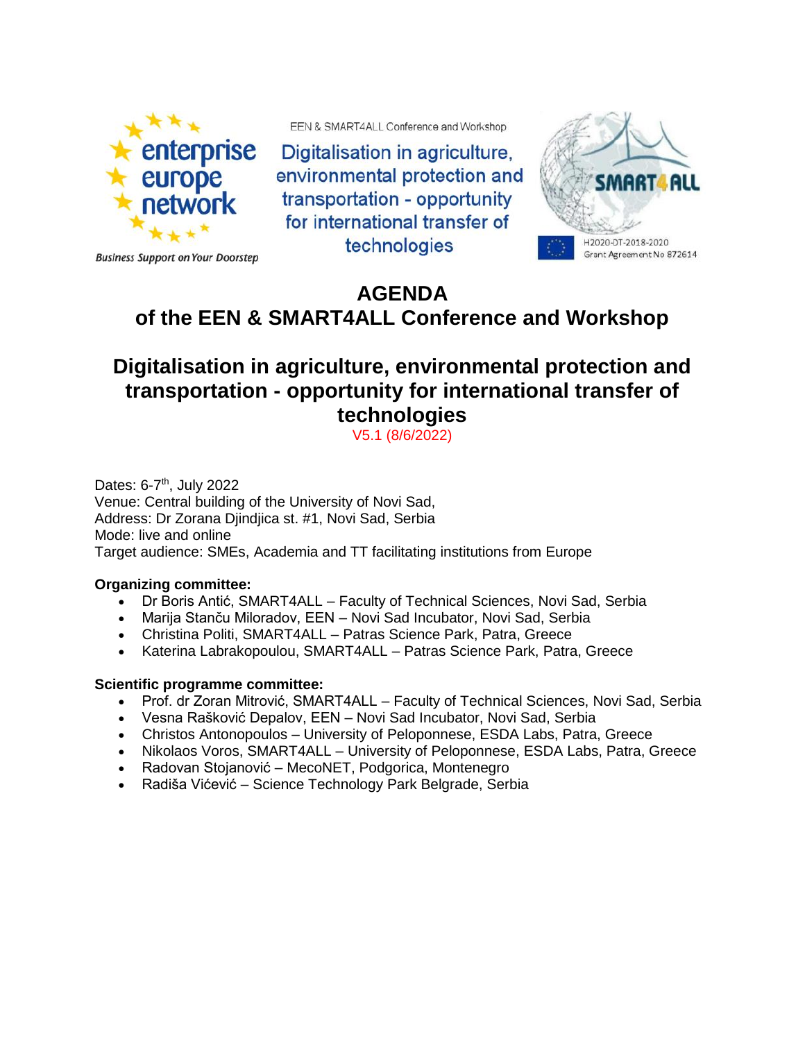EEN & SMART4ALL Conference and Workshop

Digitalisation in agriculture, environmental protection and transportation - opportunity for international transfer of technologies

Business Support on Your Doorstep

H2020-DT-2018-2020
Grant Agreement No 872614

# AGENDA
# of the EEN & SMART4ALL Conference and Workshop

# Digitalisation in agriculture, environmental protection and transportation - opportunity for international transfer of technologies

V5.1 (8/6/2022)

Dates: 6-7th, July 2022
Venue: Central building of the University of Novi Sad,
Address: Dr Zorana Djindjica st. #1, Novi Sad, Serbia
Mode: live and online
Target audience: SMEs, Academia and TT facilitating institutions from Europe

**Organizing committee:**

- Dr Boris Antić, SMART4ALL – Faculty of Technical Sciences, Novi Sad, Serbia
- Marija Stanču Miloradov, EEN – Novi Sad Incubator, Novi Sad, Serbia
- Christina Politi, SMART4ALL – Patras Science Park, Patra, Greece
- Katerina Labrakopoulou, SMART4ALL – Patras Science Park, Patra, Greece

**Scientific programme committee:**

- Prof. dr Zoran Mitrović, SMART4ALL – Faculty of Technical Sciences, Novi Sad, Serbia
- Vesna Rašković Depalov, EEN – Novi Sad Incubator, Novi Sad, Serbia
- Christos Antonopoulos – University of Peloponnese, ESDA Labs, Patra, Greece
- Nikolaos Voros, SMART4ALL – University of Peloponnese, ESDA Labs, Patra, Greece
- Radovan Stojanović – MecoNET, Podgorica, Montenegro
- Radiša Vićević – Science Technology Park Belgrade, Serbia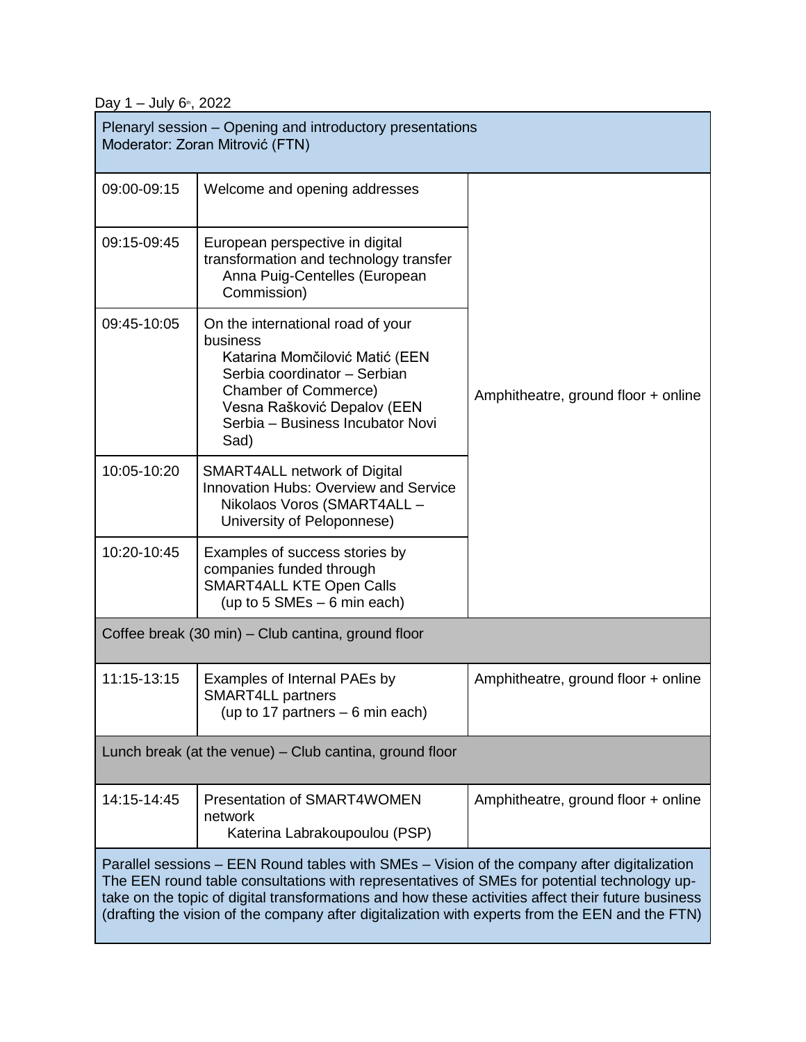Day 1 – July 6th, 2022

| Plenaryl session – Opening and introductory presentations<br>Moderator: Zoran Mitrović (FTN) | | |
|---|---|---|
| 09:00-09:15 | Welcome and opening addresses | Amphitheatre, ground floor + online |
| 09:15-09:45 | European perspective in digital transformation and technology transfer<br>Anna Puig-Centelles (European Commission) | |
| 09:45-10:05 | On the international road of your business<br>Katarina Momčilović Matić (EEN Serbia coordinator – Serbian Chamber of Commerce)<br>Vesna Rašković Depalov (EEN Serbia – Business Incubator Novi Sad) | |
| 10:05-10:20 | SMART4ALL network of Digital Innovation Hubs: Overview and Service<br>Nikolaos Voros (SMART4ALL – University of Peloponnese) | |
| 10:20-10:45 | Examples of success stories by companies funded through SMART4ALL KTE Open Calls<br>(up to 5 SMEs – 6 min each) | |
| Coffee break (30 min) – Club cantina, ground floor | | |
| 11:15-13:15 | Examples of Internal PAEs by SMART4LL partners<br>(up to 17 partners – 6 min each) | Amphitheatre, ground floor + online |
| Lunch break (at the venue) – Club cantina, ground floor | | |
| 14:15-14:45 | Presentation of SMART4WOMEN network<br>Katerina Labrakoupoulou (PSP) | Amphitheatre, ground floor + online |
| Parallel sessions – EEN Round tables with SMEs – Vision of the company after digitalization<br>The EEN round table consultations with representatives of SMEs for potential technology up-take on the topic of digital transformations and how these activities affect their future business (drafting the vision of the company after digitalization with experts from the EEN and the FTN) | | |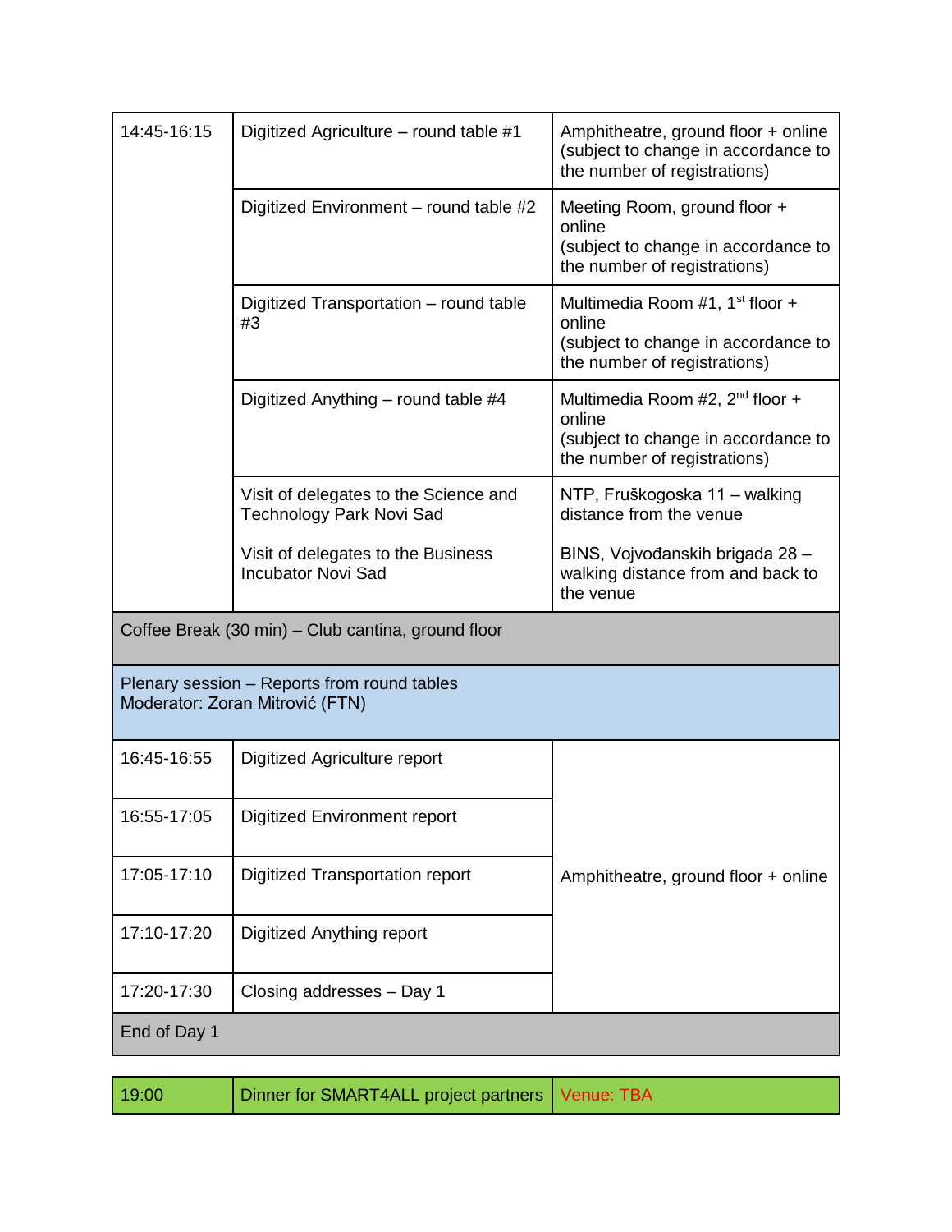| | | |
|---|---|---|
| 14:45-16:15 | Digitized Agriculture – round table #1 | Amphitheatre, ground floor + online (subject to change in accordance to the number of registrations) |
| | Digitized Environment – round table #2 | Meeting Room, ground floor + online (subject to change in accordance to the number of registrations) |
| | Digitized Transportation – round table #3 | Multimedia Room #1, 1st floor + online (subject to change in accordance to the number of registrations) |
| | Digitized Anything – round table #4 | Multimedia Room #2, 2nd floor + online (subject to change in accordance to the number of registrations) |
| | Visit of delegates to the Science and Technology Park Novi Sad<br><br>Visit of delegates to the Business Incubator Novi Sad | NTP, Fruškogoska 11 – walking distance from the venue<br><br>BINS, Vojvođanskih brigada 28 – walking distance from and back to the venue |
| Coffee Break (30 min) – Club cantina, ground floor | | |
| Plenary session – Reports from round tables<br>Moderator: Zoran Mitrović (FTN) | | |
| 16:45-16:55 | Digitized Agriculture report | Amphitheatre, ground floor + online |
| 16:55-17:05 | Digitized Environment report | |
| 17:05-17:10 | Digitized Transportation report | |
| 17:10-17:20 | Digitized Anything report | |
| 17:20-17:30 | Closing addresses – Day 1 | |
| End of Day 1 | | |

| | | |
|---|---|---|
| 19:00 | Dinner for SMART4ALL project partners | Venue: TBA |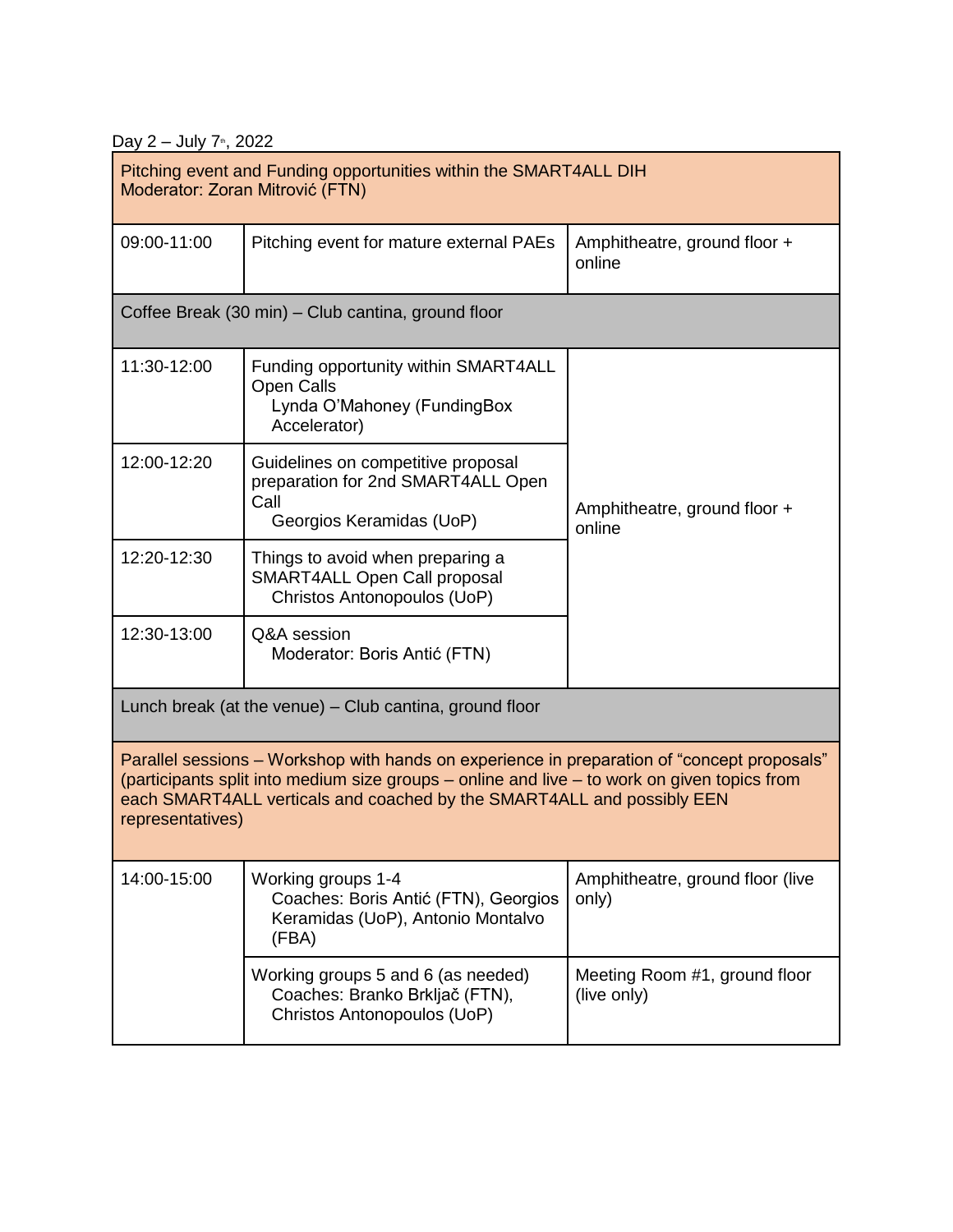Day 2 – July 7th, 2022

| Pitching event and Funding opportunities within the SMART4ALL DIH<br>Moderator: Zoran Mitrović (FTN) | | |
|---|---|---|
| 09:00-11:00 | Pitching event for mature external PAEs | Amphitheatre, ground floor + online |
| Coffee Break (30 min) – Club cantina, ground floor | | |
| 11:30-12:00 | Funding opportunity within SMART4ALL Open Calls<br>Lynda O'Mahoney (FundingBox Accelerator) | Amphitheatre, ground floor + online |
| 12:00-12:20 | Guidelines on competitive proposal preparation for 2nd SMART4ALL Open Call<br>Georgios Keramidas (UoP) | |
| 12:20-12:30 | Things to avoid when preparing a SMART4ALL Open Call proposal<br>Christos Antonopoulos (UoP) | |
| 12:30-13:00 | Q&A session<br>Moderator: Boris Antić (FTN) | |
| Lunch break (at the venue) – Club cantina, ground floor | | |
| Parallel sessions – Workshop with hands on experience in preparation of "concept proposals" (participants split into medium size groups – online and live – to work on given topics from each SMART4ALL verticals and coached by the SMART4ALL and possibly EEN representatives) | | |
| 14:00-15:00 | Working groups 1-4<br>Coaches: Boris Antić (FTN), Georgios Keramidas (UoP), Antonio Montalvo (FBA) | Amphitheatre, ground floor (live only) |
| | Working groups 5 and 6 (as needed)<br>Coaches: Branko Brkljač (FTN), Christos Antonopoulos (UoP) | Meeting Room #1, ground floor (live only) |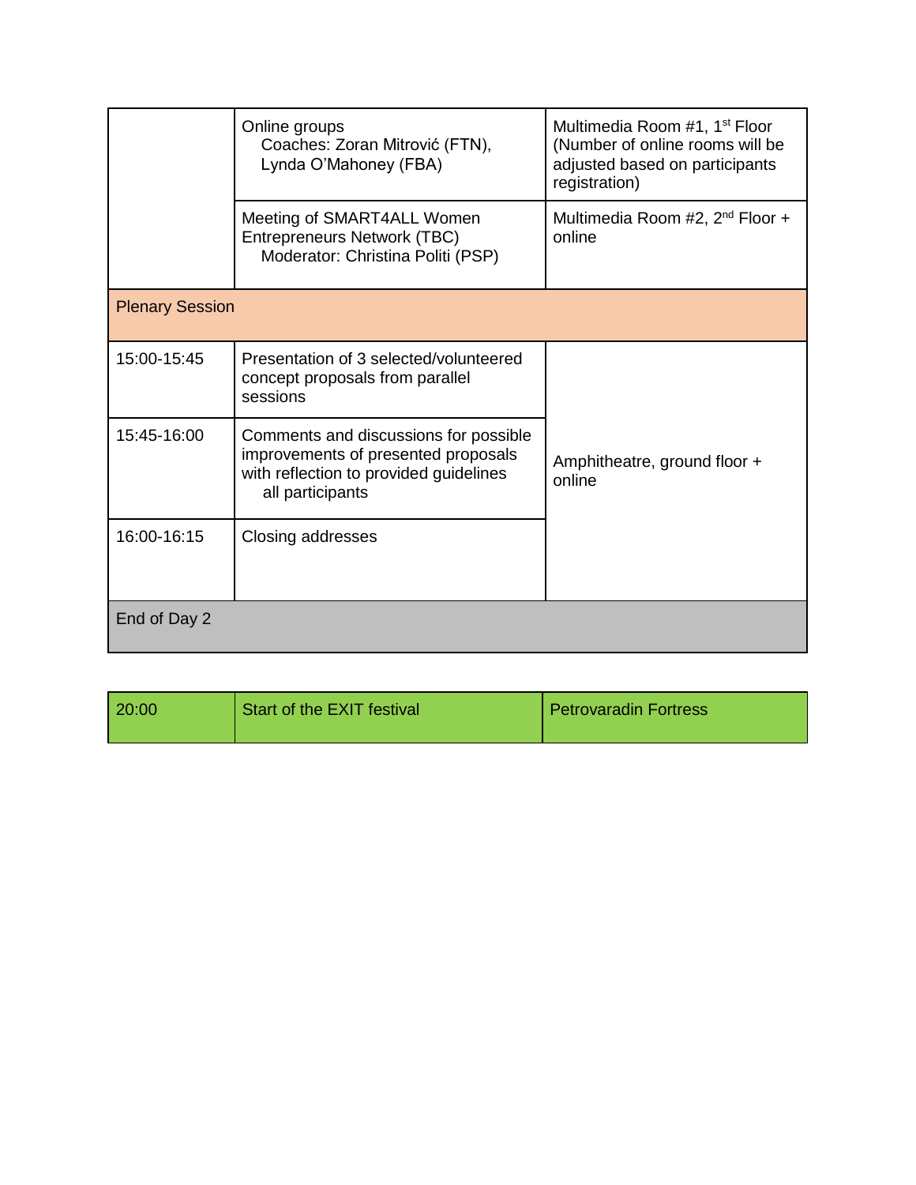| | | |
|---|---|---|
| | Online groups<br>Coaches: Zoran Mitrović (FTN), Lynda O'Mahoney (FBA) | Multimedia Room #1, 1st Floor (Number of online rooms will be adjusted based on participants registration) |
| | Meeting of SMART4ALL Women Entrepreneurs Network (TBC)<br>Moderator: Christina Politi (PSP) | Multimedia Room #2, 2nd Floor + online |
| Plenary Session | | |
| 15:00-15:45 | Presentation of 3 selected/volunteered concept proposals from parallel sessions | Amphitheatre, ground floor + online |
| 15:45-16:00 | Comments and discussions for possible improvements of presented proposals with reflection to provided guidelines<br>all participants | |
| 16:00-16:15 | Closing addresses | |
| End of Day 2 | | |

| | | |
|---|---|---|
| 20:00 | Start of the EXIT festival | Petrovaradin Fortress |